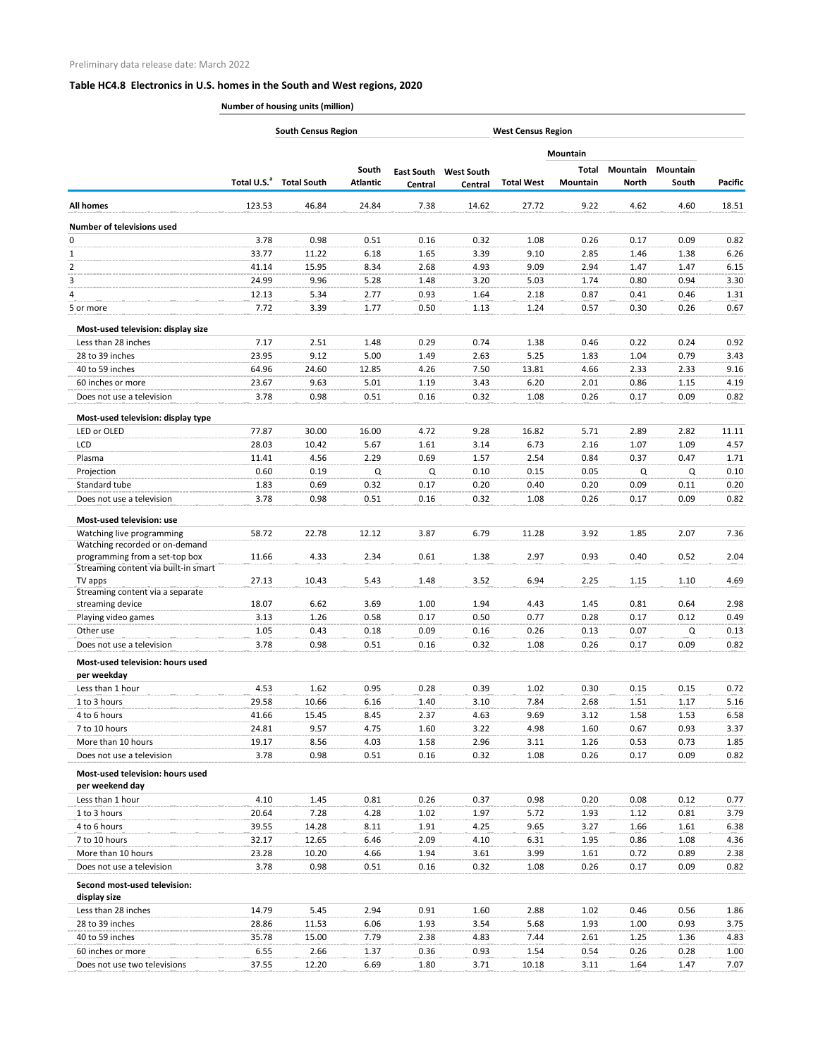Preliminary data release date: March 2022

## Table HC4.8 Electronics in U.S. homes in the South and West regions, 2020

| | Number of housing units (million) | | | | | | | | | |
|---|---|---|---|---|---|---|---|---|---|---|
| | | South Census Region | | | | West Census Region | | | | |
| | | | | | | | Mountain | | | |
| | Total U.S.[a] | Total South | South Atlantic | East South Central | West South Central | Total West | Total Mountain | Mountain North | Mountain South | Pacific |
| **All homes** | 123.53 | 46.84 | 24.84 | 7.38 | 14.62 | 27.72 | 9.22 | 4.62 | 4.60 | 18.51 |
| **Number of televisions used** | | | | | | | | | | |
| 0 | 3.78 | 0.98 | 0.51 | 0.16 | 0.32 | 1.08 | 0.26 | 0.17 | 0.09 | 0.82 |
| 1 | 33.77 | 11.22 | 6.18 | 1.65 | 3.39 | 9.10 | 2.85 | 1.46 | 1.38 | 6.26 |
| 2 | 41.14 | 15.95 | 8.34 | 2.68 | 4.93 | 9.09 | 2.94 | 1.47 | 1.47 | 6.15 |
| 3 | 24.99 | 9.96 | 5.28 | 1.48 | 3.20 | 5.03 | 1.74 | 0.80 | 0.94 | 3.30 |
| 4 | 12.13 | 5.34 | 2.77 | 0.93 | 1.64 | 2.18 | 0.87 | 0.41 | 0.46 | 1.31 |
| 5 or more | 7.72 | 3.39 | 1.77 | 0.50 | 1.13 | 1.24 | 0.57 | 0.30 | 0.26 | 0.67 |
| **Most-used television: display size** | | | | | | | | | | |
| Less than 28 inches | 7.17 | 2.51 | 1.48 | 0.29 | 0.74 | 1.38 | 0.46 | 0.22 | 0.24 | 0.92 |
| 28 to 39 inches | 23.95 | 9.12 | 5.00 | 1.49 | 2.63 | 5.25 | 1.83 | 1.04 | 0.79 | 3.43 |
| 40 to 59 inches | 64.96 | 24.60 | 12.85 | 4.26 | 7.50 | 13.81 | 4.66 | 2.33 | 2.33 | 9.16 |
| 60 inches or more | 23.67 | 9.63 | 5.01 | 1.19 | 3.43 | 6.20 | 2.01 | 0.86 | 1.15 | 4.19 |
| Does not use a television | 3.78 | 0.98 | 0.51 | 0.16 | 0.32 | 1.08 | 0.26 | 0.17 | 0.09 | 0.82 |
| **Most-used television: display type** | | | | | | | | | | |
| LED or OLED | 77.87 | 30.00 | 16.00 | 4.72 | 9.28 | 16.82 | 5.71 | 2.89 | 2.82 | 11.11 |
| LCD | 28.03 | 10.42 | 5.67 | 1.61 | 3.14 | 6.73 | 2.16 | 1.07 | 1.09 | 4.57 |
| Plasma | 11.41 | 4.56 | 2.29 | 0.69 | 1.57 | 2.54 | 0.84 | 0.37 | 0.47 | 1.71 |
| Projection | 0.60 | 0.19 | Q | Q | 0.10 | 0.15 | 0.05 | Q | Q | 0.10 |
| Standard tube | 1.83 | 0.69 | 0.32 | 0.17 | 0.20 | 0.40 | 0.20 | 0.09 | 0.11 | 0.20 |
| Does not use a television | 3.78 | 0.98 | 0.51 | 0.16 | 0.32 | 1.08 | 0.26 | 0.17 | 0.09 | 0.82 |
| **Most-used television: use** | | | | | | | | | | |
| Watching live programming | 58.72 | 22.78 | 12.12 | 3.87 | 6.79 | 11.28 | 3.92 | 1.85 | 2.07 | 7.36 |
| Watching recorded or on-demand programming from a set-top box | 11.66 | 4.33 | 2.34 | 0.61 | 1.38 | 2.97 | 0.93 | 0.40 | 0.52 | 2.04 |
| Streaming content via built-in smart TV apps | 27.13 | 10.43 | 5.43 | 1.48 | 3.52 | 6.94 | 2.25 | 1.15 | 1.10 | 4.69 |
| Streaming content via a separate streaming device | 18.07 | 6.62 | 3.69 | 1.00 | 1.94 | 4.43 | 1.45 | 0.81 | 0.64 | 2.98 |
| Playing video games | 3.13 | 1.26 | 0.58 | 0.17 | 0.50 | 0.77 | 0.28 | 0.17 | 0.12 | 0.49 |
| Other use | 1.05 | 0.43 | 0.18 | 0.09 | 0.16 | 0.26 | 0.13 | 0.07 | Q | 0.13 |
| Does not use a television | 3.78 | 0.98 | 0.51 | 0.16 | 0.32 | 1.08 | 0.26 | 0.17 | 0.09 | 0.82 |
| **Most-used television: hours used per weekday** | | | | | | | | | | |
| Less than 1 hour | 4.53 | 1.62 | 0.95 | 0.28 | 0.39 | 1.02 | 0.30 | 0.15 | 0.15 | 0.72 |
| 1 to 3 hours | 29.58 | 10.66 | 6.16 | 1.40 | 3.10 | 7.84 | 2.68 | 1.51 | 1.17 | 5.16 |
| 4 to 6 hours | 41.66 | 15.45 | 8.45 | 2.37 | 4.63 | 9.69 | 3.12 | 1.58 | 1.53 | 6.58 |
| 7 to 10 hours | 24.81 | 9.57 | 4.75 | 1.60 | 3.22 | 4.98 | 1.60 | 0.67 | 0.93 | 3.37 |
| More than 10 hours | 19.17 | 8.56 | 4.03 | 1.58 | 2.96 | 3.11 | 1.26 | 0.53 | 0.73 | 1.85 |
| Does not use a television | 3.78 | 0.98 | 0.51 | 0.16 | 0.32 | 1.08 | 0.26 | 0.17 | 0.09 | 0.82 |
| **Most-used television: hours used per weekend day** | | | | | | | | | | |
| Less than 1 hour | 4.10 | 1.45 | 0.81 | 0.26 | 0.37 | 0.98 | 0.20 | 0.08 | 0.12 | 0.77 |
| 1 to 3 hours | 20.64 | 7.28 | 4.28 | 1.02 | 1.97 | 5.72 | 1.93 | 1.12 | 0.81 | 3.79 |
| 4 to 6 hours | 39.55 | 14.28 | 8.11 | 1.91 | 4.25 | 9.65 | 3.27 | 1.66 | 1.61 | 6.38 |
| 7 to 10 hours | 32.17 | 12.65 | 6.46 | 2.09 | 4.10 | 6.31 | 1.95 | 0.86 | 1.08 | 4.36 |
| More than 10 hours | 23.28 | 10.20 | 4.66 | 1.94 | 3.61 | 3.99 | 1.61 | 0.72 | 0.89 | 2.38 |
| Does not use a television | 3.78 | 0.98 | 0.51 | 0.16 | 0.32 | 1.08 | 0.26 | 0.17 | 0.09 | 0.82 |
| **Second most-used television: display size** | | | | | | | | | | |
| Less than 28 inches | 14.79 | 5.45 | 2.94 | 0.91 | 1.60 | 2.88 | 1.02 | 0.46 | 0.56 | 1.86 |
| 28 to 39 inches | 28.86 | 11.53 | 6.06 | 1.93 | 3.54 | 5.68 | 1.93 | 1.00 | 0.93 | 3.75 |
| 40 to 59 inches | 35.78 | 15.00 | 7.79 | 2.38 | 4.83 | 7.44 | 2.61 | 1.25 | 1.36 | 4.83 |
| 60 inches or more | 6.55 | 2.66 | 1.37 | 0.36 | 0.93 | 1.54 | 0.54 | 0.26 | 0.28 | 1.00 |
| Does not use two televisions | 37.55 | 12.20 | 6.69 | 1.80 | 3.71 | 10.18 | 3.11 | 1.64 | 1.47 | 7.07 |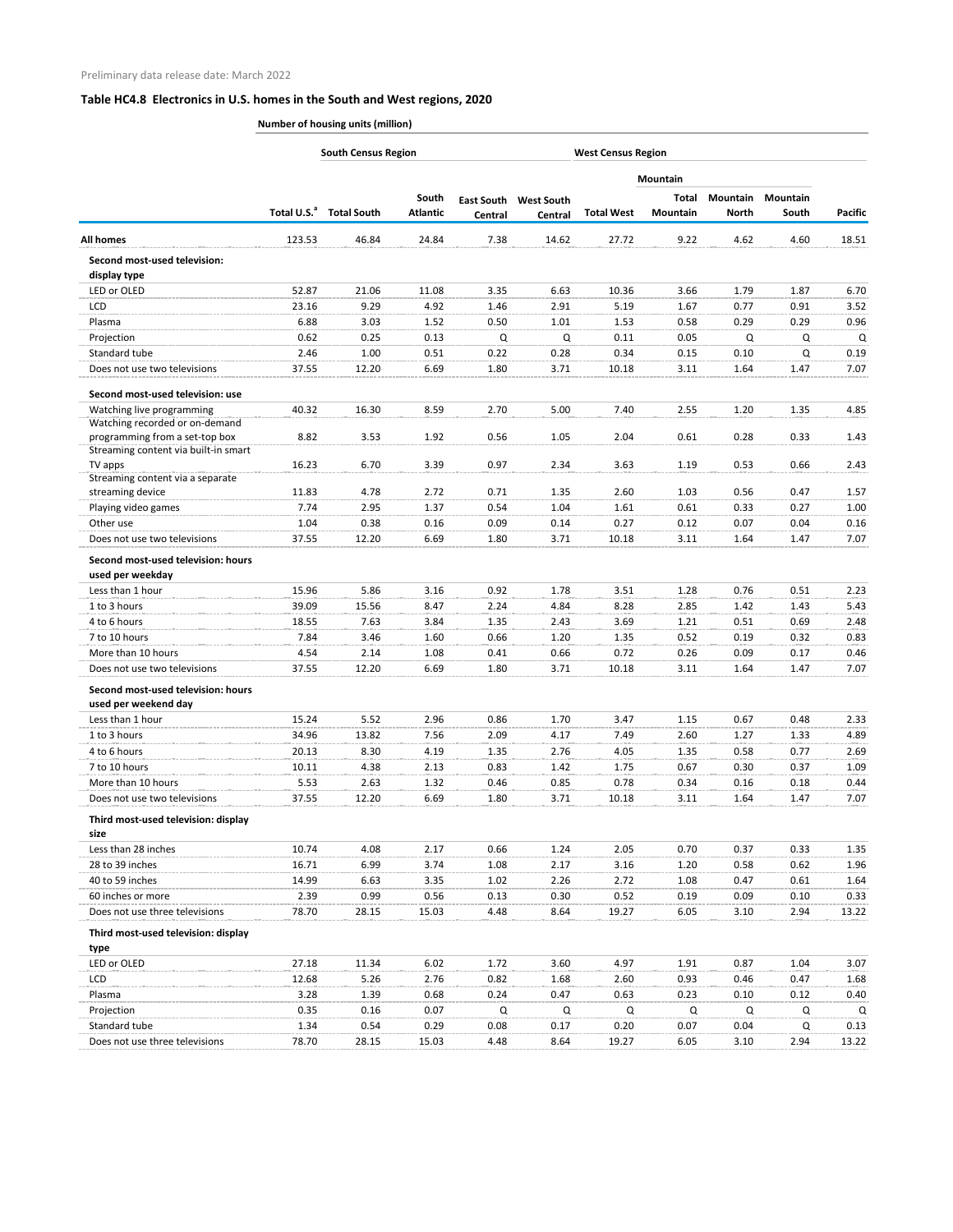Preliminary data release date: March 2022

## Table HC4.8 Electronics in U.S. homes in the South and West regions, 2020

Number of housing units (million)

| | | South Census Region | | | | West Census Region | | | | |
|---|---|---|---|---|---|---|---|---|---|---|
| | | | | | | | Mountain | | | |
| | Total U.S.[a] | Total South | South Atlantic | East South Central | West South Central | Total West | Total Mountain | Mountain North | Mountain South | Pacific |
| **All homes** | 123.53 | 46.84 | 24.84 | 7.38 | 14.62 | 27.72 | 9.22 | 4.62 | 4.60 | 18.51 |
| **Second most-used television: display type** | | | | | | | | | | |
| LED or OLED | 52.87 | 21.06 | 11.08 | 3.35 | 6.63 | 10.36 | 3.66 | 1.79 | 1.87 | 6.70 |
| LCD | 23.16 | 9.29 | 4.92 | 1.46 | 2.91 | 5.19 | 1.67 | 0.77 | 0.91 | 3.52 |
| Plasma | 6.88 | 3.03 | 1.52 | 0.50 | 1.01 | 1.53 | 0.58 | 0.29 | 0.29 | 0.96 |
| Projection | 0.62 | 0.25 | 0.13 | Q | Q | 0.11 | 0.05 | Q | Q | Q |
| Standard tube | 2.46 | 1.00 | 0.51 | 0.22 | 0.28 | 0.34 | 0.15 | 0.10 | Q | 0.19 |
| Does not use two televisions | 37.55 | 12.20 | 6.69 | 1.80 | 3.71 | 10.18 | 3.11 | 1.64 | 1.47 | 7.07 |
| **Second most-used television: use** | | | | | | | | | | |
| Watching live programming | 40.32 | 16.30 | 8.59 | 2.70 | 5.00 | 7.40 | 2.55 | 1.20 | 1.35 | 4.85 |
| Watching recorded or on-demand programming from a set-top box | 8.82 | 3.53 | 1.92 | 0.56 | 1.05 | 2.04 | 0.61 | 0.28 | 0.33 | 1.43 |
| Streaming content via built-in smart TV apps | 16.23 | 6.70 | 3.39 | 0.97 | 2.34 | 3.63 | 1.19 | 0.53 | 0.66 | 2.43 |
| Streaming content via a separate streaming device | 11.83 | 4.78 | 2.72 | 0.71 | 1.35 | 2.60 | 1.03 | 0.56 | 0.47 | 1.57 |
| Playing video games | 7.74 | 2.95 | 1.37 | 0.54 | 1.04 | 1.61 | 0.61 | 0.33 | 0.27 | 1.00 |
| Other use | 1.04 | 0.38 | 0.16 | 0.09 | 0.14 | 0.27 | 0.12 | 0.07 | 0.04 | 0.16 |
| Does not use two televisions | 37.55 | 12.20 | 6.69 | 1.80 | 3.71 | 10.18 | 3.11 | 1.64 | 1.47 | 7.07 |
| **Second most-used television: hours used per weekday** | | | | | | | | | | |
| Less than 1 hour | 15.96 | 5.86 | 3.16 | 0.92 | 1.78 | 3.51 | 1.28 | 0.76 | 0.51 | 2.23 |
| 1 to 3 hours | 39.09 | 15.56 | 8.47 | 2.24 | 4.84 | 8.28 | 2.85 | 1.42 | 1.43 | 5.43 |
| 4 to 6 hours | 18.55 | 7.63 | 3.84 | 1.35 | 2.43 | 3.69 | 1.21 | 0.51 | 0.69 | 2.48 |
| 7 to 10 hours | 7.84 | 3.46 | 1.60 | 0.66 | 1.20 | 1.35 | 0.52 | 0.19 | 0.32 | 0.83 |
| More than 10 hours | 4.54 | 2.14 | 1.08 | 0.41 | 0.66 | 0.72 | 0.26 | 0.09 | 0.17 | 0.46 |
| Does not use two televisions | 37.55 | 12.20 | 6.69 | 1.80 | 3.71 | 10.18 | 3.11 | 1.64 | 1.47 | 7.07 |
| **Second most-used television: hours used per weekend day** | | | | | | | | | | |
| Less than 1 hour | 15.24 | 5.52 | 2.96 | 0.86 | 1.70 | 3.47 | 1.15 | 0.67 | 0.48 | 2.33 |
| 1 to 3 hours | 34.96 | 13.82 | 7.56 | 2.09 | 4.17 | 7.49 | 2.60 | 1.27 | 1.33 | 4.89 |
| 4 to 6 hours | 20.13 | 8.30 | 4.19 | 1.35 | 2.76 | 4.05 | 1.35 | 0.58 | 0.77 | 2.69 |
| 7 to 10 hours | 10.11 | 4.38 | 2.13 | 0.83 | 1.42 | 1.75 | 0.67 | 0.30 | 0.37 | 1.09 |
| More than 10 hours | 5.53 | 2.63 | 1.32 | 0.46 | 0.85 | 0.78 | 0.34 | 0.16 | 0.18 | 0.44 |
| Does not use two televisions | 37.55 | 12.20 | 6.69 | 1.80 | 3.71 | 10.18 | 3.11 | 1.64 | 1.47 | 7.07 |
| **Third most-used television: display size** | | | | | | | | | | |
| Less than 28 inches | 10.74 | 4.08 | 2.17 | 0.66 | 1.24 | 2.05 | 0.70 | 0.37 | 0.33 | 1.35 |
| 28 to 39 inches | 16.71 | 6.99 | 3.74 | 1.08 | 2.17 | 3.16 | 1.20 | 0.58 | 0.62 | 1.96 |
| 40 to 59 inches | 14.99 | 6.63 | 3.35 | 1.02 | 2.26 | 2.72 | 1.08 | 0.47 | 0.61 | 1.64 |
| 60 inches or more | 2.39 | 0.99 | 0.56 | 0.13 | 0.30 | 0.52 | 0.19 | 0.09 | 0.10 | 0.33 |
| Does not use three televisions | 78.70 | 28.15 | 15.03 | 4.48 | 8.64 | 19.27 | 6.05 | 3.10 | 2.94 | 13.22 |
| **Third most-used television: display type** | | | | | | | | | | |
| LED or OLED | 27.18 | 11.34 | 6.02 | 1.72 | 3.60 | 4.97 | 1.91 | 0.87 | 1.04 | 3.07 |
| LCD | 12.68 | 5.26 | 2.76 | 0.82 | 1.68 | 2.60 | 0.93 | 0.46 | 0.47 | 1.68 |
| Plasma | 3.28 | 1.39 | 0.68 | 0.24 | 0.47 | 0.63 | 0.23 | 0.10 | 0.12 | 0.40 |
| Projection | 0.35 | 0.16 | 0.07 | Q | Q | Q | Q | Q | Q | Q |
| Standard tube | 1.34 | 0.54 | 0.29 | 0.08 | 0.17 | 0.20 | 0.07 | 0.04 | Q | 0.13 |
| Does not use three televisions | 78.70 | 28.15 | 15.03 | 4.48 | 8.64 | 19.27 | 6.05 | 3.10 | 2.94 | 13.22 |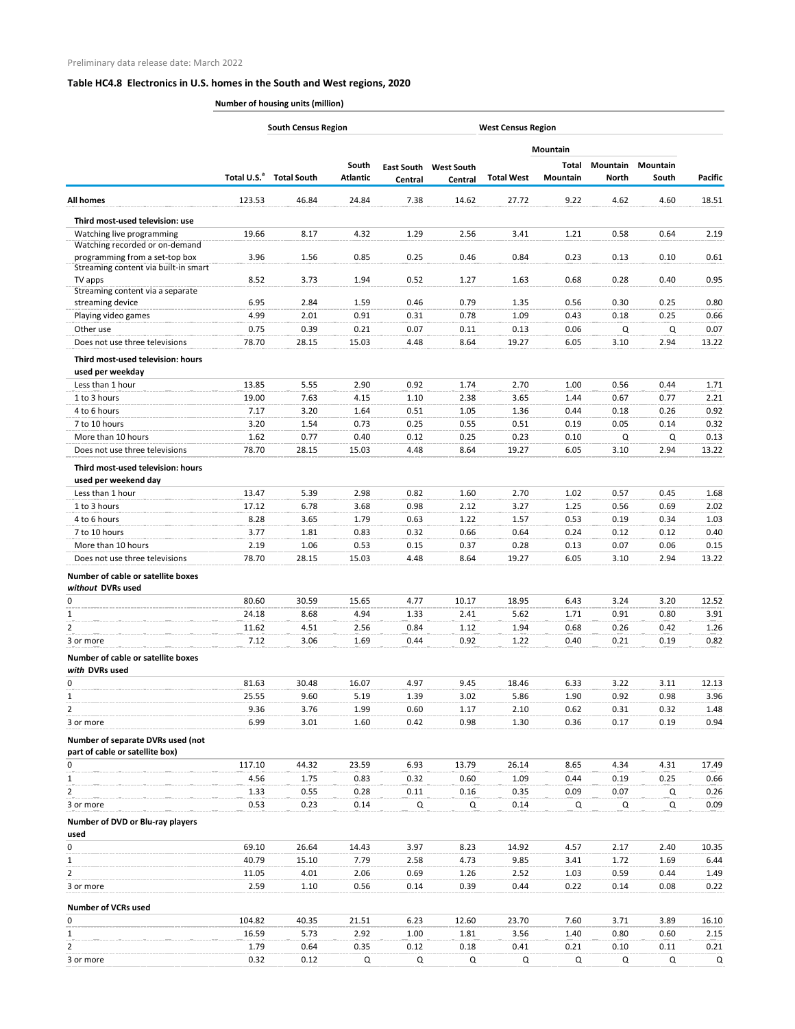Preliminary data release date: March 2022

## Table HC4.8 Electronics in U.S. homes in the South and West regions, 2020

Number of housing units (million)

| | | South Census Region | | | | West Census Region | Mountain | | | |
|---|---|---|---|---|---|---|---|---|---|---|
| | Total U.S.[a] | Total South | South Atlantic | East South Central | West South Central | Total West | Total Mountain | Mountain North | Mountain South | Pacific |
| **All homes** | 123.53 | 46.84 | 24.84 | 7.38 | 14.62 | 27.72 | 9.22 | 4.62 | 4.60 | 18.51 |
| **Third most-used television: use** | | | | | | | | | | |
| Watching live programming | 19.66 | 8.17 | 4.32 | 1.29 | 2.56 | 3.41 | 1.21 | 0.58 | 0.64 | 2.19 |
| Watching recorded or on-demand programming from a set-top box | 3.96 | 1.56 | 0.85 | 0.25 | 0.46 | 0.84 | 0.23 | 0.13 | 0.10 | 0.61 |
| Streaming content via built-in smart TV apps | 8.52 | 3.73 | 1.94 | 0.52 | 1.27 | 1.63 | 0.68 | 0.28 | 0.40 | 0.95 |
| Streaming content via a separate streaming device | 6.95 | 2.84 | 1.59 | 0.46 | 0.79 | 1.35 | 0.56 | 0.30 | 0.25 | 0.80 |
| Playing video games | 4.99 | 2.01 | 0.91 | 0.31 | 0.78 | 1.09 | 0.43 | 0.18 | 0.25 | 0.66 |
| Other use | 0.75 | 0.39 | 0.21 | 0.07 | 0.11 | 0.13 | 0.06 | Q | Q | 0.07 |
| Does not use three televisions | 78.70 | 28.15 | 15.03 | 4.48 | 8.64 | 19.27 | 6.05 | 3.10 | 2.94 | 13.22 |
| **Third most-used television: hours used per weekday** | | | | | | | | | | |
| Less than 1 hour | 13.85 | 5.55 | 2.90 | 0.92 | 1.74 | 2.70 | 1.00 | 0.56 | 0.44 | 1.71 |
| 1 to 3 hours | 19.00 | 7.63 | 4.15 | 1.10 | 2.38 | 3.65 | 1.44 | 0.67 | 0.77 | 2.21 |
| 4 to 6 hours | 7.17 | 3.20 | 1.64 | 0.51 | 1.05 | 1.36 | 0.44 | 0.18 | 0.26 | 0.92 |
| 7 to 10 hours | 3.20 | 1.54 | 0.73 | 0.25 | 0.55 | 0.51 | 0.19 | 0.05 | 0.14 | 0.32 |
| More than 10 hours | 1.62 | 0.77 | 0.40 | 0.12 | 0.25 | 0.23 | 0.10 | Q | Q | 0.13 |
| Does not use three televisions | 78.70 | 28.15 | 15.03 | 4.48 | 8.64 | 19.27 | 6.05 | 3.10 | 2.94 | 13.22 |
| **Third most-used television: hours used per weekend day** | | | | | | | | | | |
| Less than 1 hour | 13.47 | 5.39 | 2.98 | 0.82 | 1.60 | 2.70 | 1.02 | 0.57 | 0.45 | 1.68 |
| 1 to 3 hours | 17.12 | 6.78 | 3.68 | 0.98 | 2.12 | 3.27 | 1.25 | 0.56 | 0.69 | 2.02 |
| 4 to 6 hours | 8.28 | 3.65 | 1.79 | 0.63 | 1.22 | 1.57 | 0.53 | 0.19 | 0.34 | 1.03 |
| 7 to 10 hours | 3.77 | 1.81 | 0.83 | 0.32 | 0.66 | 0.64 | 0.24 | 0.12 | 0.12 | 0.40 |
| More than 10 hours | 2.19 | 1.06 | 0.53 | 0.15 | 0.37 | 0.28 | 0.13 | 0.07 | 0.06 | 0.15 |
| Does not use three televisions | 78.70 | 28.15 | 15.03 | 4.48 | 8.64 | 19.27 | 6.05 | 3.10 | 2.94 | 13.22 |
| **Number of cable or satellite boxes *without* DVRs used** | | | | | | | | | | |
| 0 | 80.60 | 30.59 | 15.65 | 4.77 | 10.17 | 18.95 | 6.43 | 3.24 | 3.20 | 12.52 |
| 1 | 24.18 | 8.68 | 4.94 | 1.33 | 2.41 | 5.62 | 1.71 | 0.91 | 0.80 | 3.91 |
| 2 | 11.62 | 4.51 | 2.56 | 0.84 | 1.12 | 1.94 | 0.68 | 0.26 | 0.42 | 1.26 |
| 3 or more | 7.12 | 3.06 | 1.69 | 0.44 | 0.92 | 1.22 | 0.40 | 0.21 | 0.19 | 0.82 |
| **Number of cable or satellite boxes *with* DVRs used** | | | | | | | | | | |
| 0 | 81.63 | 30.48 | 16.07 | 4.97 | 9.45 | 18.46 | 6.33 | 3.22 | 3.11 | 12.13 |
| 1 | 25.55 | 9.60 | 5.19 | 1.39 | 3.02 | 5.86 | 1.90 | 0.92 | 0.98 | 3.96 |
| 2 | 9.36 | 3.76 | 1.99 | 0.60 | 1.17 | 2.10 | 0.62 | 0.31 | 0.32 | 1.48 |
| 3 or more | 6.99 | 3.01 | 1.60 | 0.42 | 0.98 | 1.30 | 0.36 | 0.17 | 0.19 | 0.94 |
| **Number of separate DVRs used (not part of cable or satellite box)** | | | | | | | | | | |
| 0 | 117.10 | 44.32 | 23.59 | 6.93 | 13.79 | 26.14 | 8.65 | 4.34 | 4.31 | 17.49 |
| 1 | 4.56 | 1.75 | 0.83 | 0.32 | 0.60 | 1.09 | 0.44 | 0.19 | 0.25 | 0.66 |
| 2 | 1.33 | 0.55 | 0.28 | 0.11 | 0.16 | 0.35 | 0.09 | 0.07 | Q | 0.26 |
| 3 or more | 0.53 | 0.23 | 0.14 | Q | Q | 0.14 | Q | Q | Q | 0.09 |
| **Number of DVD or Blu-ray players used** | | | | | | | | | | |
| 0 | 69.10 | 26.64 | 14.43 | 3.97 | 8.23 | 14.92 | 4.57 | 2.17 | 2.40 | 10.35 |
| 1 | 40.79 | 15.10 | 7.79 | 2.58 | 4.73 | 9.85 | 3.41 | 1.72 | 1.69 | 6.44 |
| 2 | 11.05 | 4.01 | 2.06 | 0.69 | 1.26 | 2.52 | 1.03 | 0.59 | 0.44 | 1.49 |
| 3 or more | 2.59 | 1.10 | 0.56 | 0.14 | 0.39 | 0.44 | 0.22 | 0.14 | 0.08 | 0.22 |
| **Number of VCRs used** | | | | | | | | | | |
| 0 | 104.82 | 40.35 | 21.51 | 6.23 | 12.60 | 23.70 | 7.60 | 3.71 | 3.89 | 16.10 |
| 1 | 16.59 | 5.73 | 2.92 | 1.00 | 1.81 | 3.56 | 1.40 | 0.80 | 0.60 | 2.15 |
| 2 | 1.79 | 0.64 | 0.35 | 0.12 | 0.18 | 0.41 | 0.21 | 0.10 | 0.11 | 0.21 |
| 3 or more | 0.32 | 0.12 | Q | Q | Q | Q | Q | Q | Q | Q |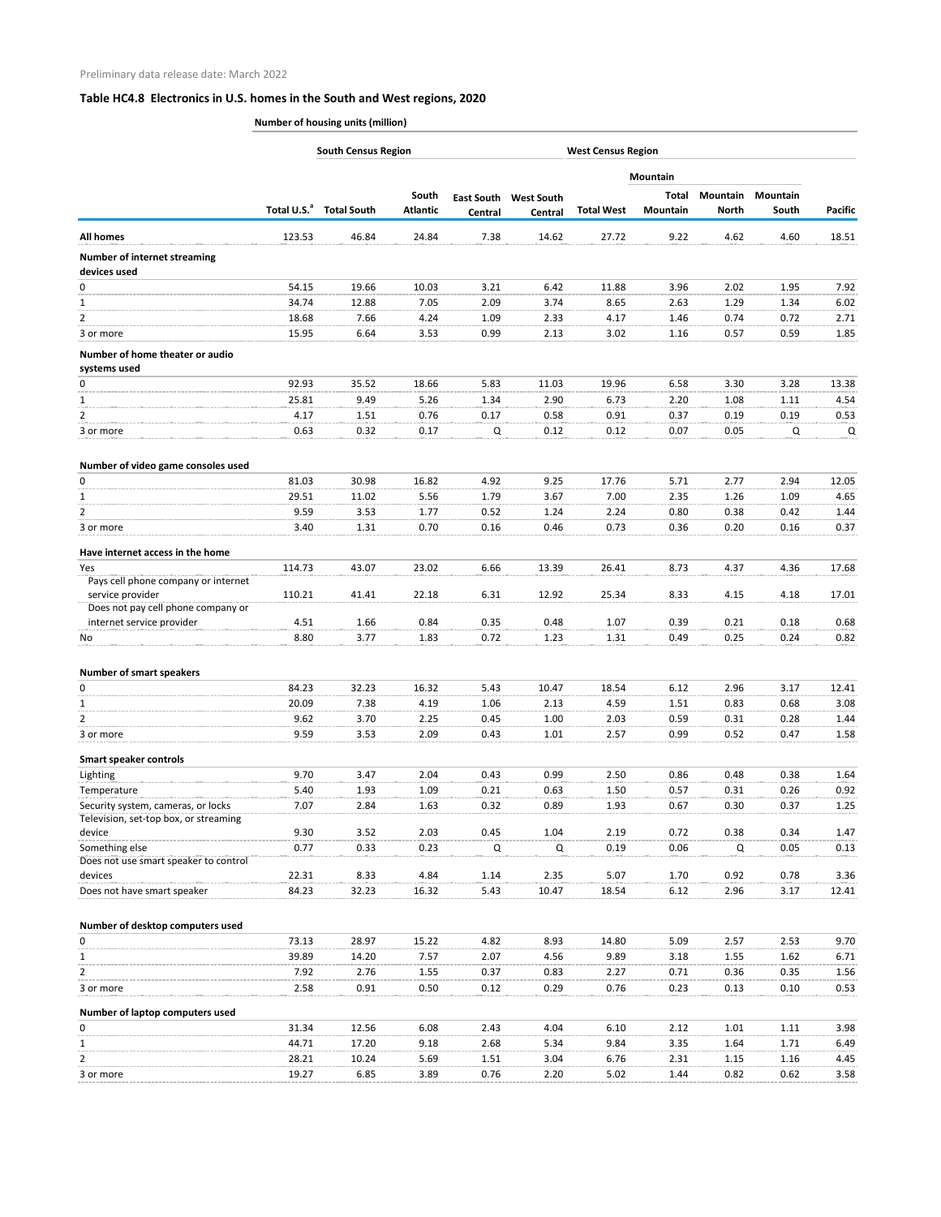Preliminary data release date: March 2022

## Table HC4.8 Electronics in U.S. homes in the South and West regions, 2020

Number of housing units (million)

| | | South Census Region | | | | West Census Region | | | | |
|---|---|---|---|---|---|---|---|---|---|---|
| | | | | | | | Mountain | | | |
| | Total U.S.[a] | Total South | South Atlantic | East South Central | West South Central | Total West | Total Mountain | Mountain North | Mountain South | Pacific |
| **All homes** | 123.53 | 46.84 | 24.84 | 7.38 | 14.62 | 27.72 | 9.22 | 4.62 | 4.60 | 18.51 |
| **Number of internet streaming devices used** | | | | | | | | | | |
| 0 | 54.15 | 19.66 | 10.03 | 3.21 | 6.42 | 11.88 | 3.96 | 2.02 | 1.95 | 7.92 |
| 1 | 34.74 | 12.88 | 7.05 | 2.09 | 3.74 | 8.65 | 2.63 | 1.29 | 1.34 | 6.02 |
| 2 | 18.68 | 7.66 | 4.24 | 1.09 | 2.33 | 4.17 | 1.46 | 0.74 | 0.72 | 2.71 |
| 3 or more | 15.95 | 6.64 | 3.53 | 0.99 | 2.13 | 3.02 | 1.16 | 0.57 | 0.59 | 1.85 |
| **Number of home theater or audio systems used** | | | | | | | | | | |
| 0 | 92.93 | 35.52 | 18.66 | 5.83 | 11.03 | 19.96 | 6.58 | 3.30 | 3.28 | 13.38 |
| 1 | 25.81 | 9.49 | 5.26 | 1.34 | 2.90 | 6.73 | 2.20 | 1.08 | 1.11 | 4.54 |
| 2 | 4.17 | 1.51 | 0.76 | 0.17 | 0.58 | 0.91 | 0.37 | 0.19 | 0.19 | 0.53 |
| 3 or more | 0.63 | 0.32 | 0.17 | Q | 0.12 | 0.12 | 0.07 | 0.05 | Q | Q |
| **Number of video game consoles used** | | | | | | | | | | |
| 0 | 81.03 | 30.98 | 16.82 | 4.92 | 9.25 | 17.76 | 5.71 | 2.77 | 2.94 | 12.05 |
| 1 | 29.51 | 11.02 | 5.56 | 1.79 | 3.67 | 7.00 | 2.35 | 1.26 | 1.09 | 4.65 |
| 2 | 9.59 | 3.53 | 1.77 | 0.52 | 1.24 | 2.24 | 0.80 | 0.38 | 0.42 | 1.44 |
| 3 or more | 3.40 | 1.31 | 0.70 | 0.16 | 0.46 | 0.73 | 0.36 | 0.20 | 0.16 | 0.37 |
| **Have internet access in the home** | | | | | | | | | | |
| Yes | 114.73 | 43.07 | 23.02 | 6.66 | 13.39 | 26.41 | 8.73 | 4.37 | 4.36 | 17.68 |
| Pays cell phone company or internet service provider | 110.21 | 41.41 | 22.18 | 6.31 | 12.92 | 25.34 | 8.33 | 4.15 | 4.18 | 17.01 |
| Does not pay cell phone company or internet service provider | 4.51 | 1.66 | 0.84 | 0.35 | 0.48 | 1.07 | 0.39 | 0.21 | 0.18 | 0.68 |
| No | 8.80 | 3.77 | 1.83 | 0.72 | 1.23 | 1.31 | 0.49 | 0.25 | 0.24 | 0.82 |
| **Number of smart speakers** | | | | | | | | | | |
| 0 | 84.23 | 32.23 | 16.32 | 5.43 | 10.47 | 18.54 | 6.12 | 2.96 | 3.17 | 12.41 |
| 1 | 20.09 | 7.38 | 4.19 | 1.06 | 2.13 | 4.59 | 1.51 | 0.83 | 0.68 | 3.08 |
| 2 | 9.62 | 3.70 | 2.25 | 0.45 | 1.00 | 2.03 | 0.59 | 0.31 | 0.28 | 1.44 |
| 3 or more | 9.59 | 3.53 | 2.09 | 0.43 | 1.01 | 2.57 | 0.99 | 0.52 | 0.47 | 1.58 |
| **Smart speaker controls** | | | | | | | | | | |
| Lighting | 9.70 | 3.47 | 2.04 | 0.43 | 0.99 | 2.50 | 0.86 | 0.48 | 0.38 | 1.64 |
| Temperature | 5.40 | 1.93 | 1.09 | 0.21 | 0.63 | 1.50 | 0.57 | 0.31 | 0.26 | 0.92 |
| Security system, cameras, or locks | 7.07 | 2.84 | 1.63 | 0.32 | 0.89 | 1.93 | 0.67 | 0.30 | 0.37 | 1.25 |
| Television, set-top box, or streaming device | 9.30 | 3.52 | 2.03 | 0.45 | 1.04 | 2.19 | 0.72 | 0.38 | 0.34 | 1.47 |
| Something else | 0.77 | 0.33 | 0.23 | Q | Q | 0.19 | 0.06 | Q | 0.05 | 0.13 |
| Does not use smart speaker to control devices | 22.31 | 8.33 | 4.84 | 1.14 | 2.35 | 5.07 | 1.70 | 0.92 | 0.78 | 3.36 |
| Does not have smart speaker | 84.23 | 32.23 | 16.32 | 5.43 | 10.47 | 18.54 | 6.12 | 2.96 | 3.17 | 12.41 |
| **Number of desktop computers used** | | | | | | | | | | |
| 0 | 73.13 | 28.97 | 15.22 | 4.82 | 8.93 | 14.80 | 5.09 | 2.57 | 2.53 | 9.70 |
| 1 | 39.89 | 14.20 | 7.57 | 2.07 | 4.56 | 9.89 | 3.18 | 1.55 | 1.62 | 6.71 |
| 2 | 7.92 | 2.76 | 1.55 | 0.37 | 0.83 | 2.27 | 0.71 | 0.36 | 0.35 | 1.56 |
| 3 or more | 2.58 | 0.91 | 0.50 | 0.12 | 0.29 | 0.76 | 0.23 | 0.13 | 0.10 | 0.53 |
| **Number of laptop computers used** | | | | | | | | | | |
| 0 | 31.34 | 12.56 | 6.08 | 2.43 | 4.04 | 6.10 | 2.12 | 1.01 | 1.11 | 3.98 |
| 1 | 44.71 | 17.20 | 9.18 | 2.68 | 5.34 | 9.84 | 3.35 | 1.64 | 1.71 | 6.49 |
| 2 | 28.21 | 10.24 | 5.69 | 1.51 | 3.04 | 6.76 | 2.31 | 1.15 | 1.16 | 4.45 |
| 3 or more | 19.27 | 6.85 | 3.89 | 0.76 | 2.20 | 5.02 | 1.44 | 0.82 | 0.62 | 3.58 |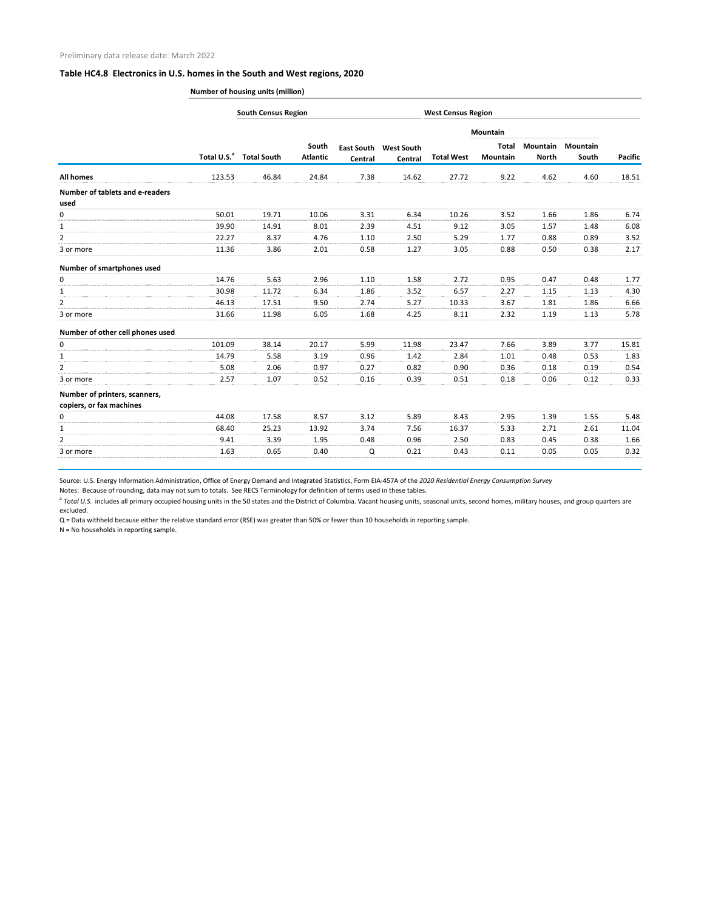Preliminary data release date: March 2022

### Table HC4.8 Electronics in U.S. homes in the South and West regions, 2020

Number of housing units (million)

| | | South Census Region | | | | West Census Region | | | | |
|---|---|---|---|---|---|---|---|---|---|---|
| | | | | | | | Mountain | | | |
| | Total U.S.[a] | Total South | South Atlantic | East South Central | West South Central | Total West | Total Mountain | Mountain North | Mountain South | Pacific |
| **All homes** | 123.53 | 46.84 | 24.84 | 7.38 | 14.62 | 27.72 | 9.22 | 4.62 | 4.60 | 18.51 |
| **Number of tablets and e-readers used** | | | | | | | | | | |
| 0 | 50.01 | 19.71 | 10.06 | 3.31 | 6.34 | 10.26 | 3.52 | 1.66 | 1.86 | 6.74 |
| 1 | 39.90 | 14.91 | 8.01 | 2.39 | 4.51 | 9.12 | 3.05 | 1.57 | 1.48 | 6.08 |
| 2 | 22.27 | 8.37 | 4.76 | 1.10 | 2.50 | 5.29 | 1.77 | 0.88 | 0.89 | 3.52 |
| 3 or more | 11.36 | 3.86 | 2.01 | 0.58 | 1.27 | 3.05 | 0.88 | 0.50 | 0.38 | 2.17 |
| **Number of smartphones used** | | | | | | | | | | |
| 0 | 14.76 | 5.63 | 2.96 | 1.10 | 1.58 | 2.72 | 0.95 | 0.47 | 0.48 | 1.77 |
| 1 | 30.98 | 11.72 | 6.34 | 1.86 | 3.52 | 6.57 | 2.27 | 1.15 | 1.13 | 4.30 |
| 2 | 46.13 | 17.51 | 9.50 | 2.74 | 5.27 | 10.33 | 3.67 | 1.81 | 1.86 | 6.66 |
| 3 or more | 31.66 | 11.98 | 6.05 | 1.68 | 4.25 | 8.11 | 2.32 | 1.19 | 1.13 | 5.78 |
| **Number of other cell phones used** | | | | | | | | | | |
| 0 | 101.09 | 38.14 | 20.17 | 5.99 | 11.98 | 23.47 | 7.66 | 3.89 | 3.77 | 15.81 |
| 1 | 14.79 | 5.58 | 3.19 | 0.96 | 1.42 | 2.84 | 1.01 | 0.48 | 0.53 | 1.83 |
| 2 | 5.08 | 2.06 | 0.97 | 0.27 | 0.82 | 0.90 | 0.36 | 0.18 | 0.19 | 0.54 |
| 3 or more | 2.57 | 1.07 | 0.52 | 0.16 | 0.39 | 0.51 | 0.18 | 0.06 | 0.12 | 0.33 |
| **Number of printers, scanners, copiers, or fax machines** | | | | | | | | | | |
| 0 | 44.08 | 17.58 | 8.57 | 3.12 | 5.89 | 8.43 | 2.95 | 1.39 | 1.55 | 5.48 |
| 1 | 68.40 | 25.23 | 13.92 | 3.74 | 7.56 | 16.37 | 5.33 | 2.71 | 2.61 | 11.04 |
| 2 | 9.41 | 3.39 | 1.95 | 0.48 | 0.96 | 2.50 | 0.83 | 0.45 | 0.38 | 1.66 |
| 3 or more | 1.63 | 0.65 | 0.40 | Q | 0.21 | 0.43 | 0.11 | 0.05 | 0.05 | 0.32 |

Source: U.S. Energy Information Administration, Office of Energy Demand and Integrated Statistics, Form EIA-457A of the *2020 Residential Energy Consumption Survey*

Notes: Because of rounding, data may not sum to totals. See RECS Terminology for definition of terms used in these tables.

[a] *Total U.S.* includes all primary occupied housing units in the 50 states and the District of Columbia. Vacant housing units, seasonal units, second homes, military houses, and group quarters are excluded.

Q = Data withheld because either the relative standard error (RSE) was greater than 50% or fewer than 10 households in reporting sample.

N = No households in reporting sample.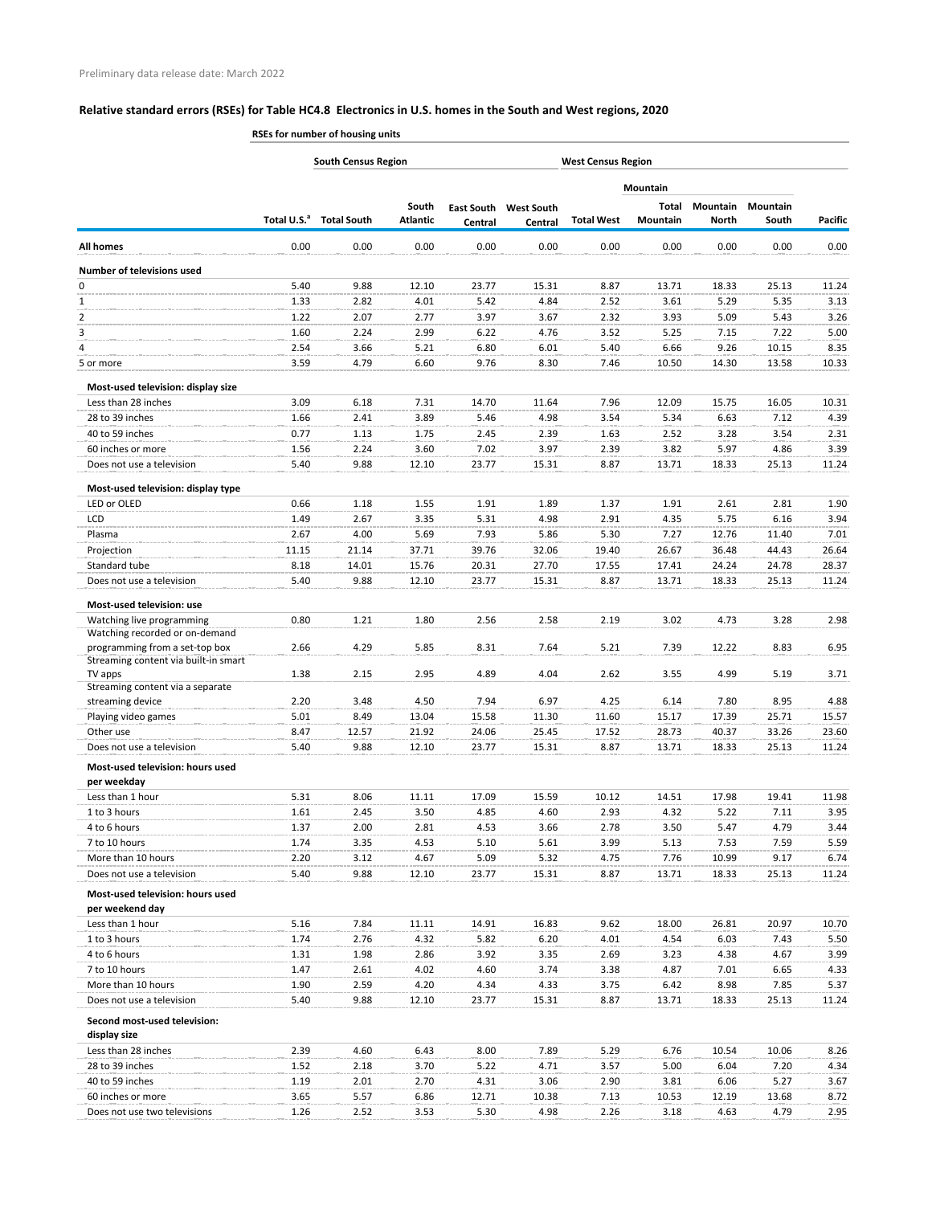Preliminary data release date: March 2022

## Relative standard errors (RSEs) for Table HC4.8 Electronics in U.S. homes in the South and West regions, 2020

RSEs for number of housing units

| | | South Census Region | | | | West Census Region | | | | |
|---|---|---|---|---|---|---|---|---|---|---|
| | | | | | | | Mountain | | | |
| | Total U.S.[a] | Total South | South Atlantic | East South Central | West South Central | Total West | Total Mountain | Mountain North | Mountain South | Pacific |
| **All homes** | 0.00 | 0.00 | 0.00 | 0.00 | 0.00 | 0.00 | 0.00 | 0.00 | 0.00 | 0.00 |
| **Number of televisions used** | | | | | | | | | | |
| 0 | 5.40 | 9.88 | 12.10 | 23.77 | 15.31 | 8.87 | 13.71 | 18.33 | 25.13 | 11.24 |
| 1 | 1.33 | 2.82 | 4.01 | 5.42 | 4.84 | 2.52 | 3.61 | 5.29 | 5.35 | 3.13 |
| 2 | 1.22 | 2.07 | 2.77 | 3.97 | 3.67 | 2.32 | 3.93 | 5.09 | 5.43 | 3.26 |
| 3 | 1.60 | 2.24 | 2.99 | 6.22 | 4.76 | 3.52 | 5.25 | 7.15 | 7.22 | 5.00 |
| 4 | 2.54 | 3.66 | 5.21 | 6.80 | 6.01 | 5.40 | 6.66 | 9.26 | 10.15 | 8.35 |
| 5 or more | 3.59 | 4.79 | 6.60 | 9.76 | 8.30 | 7.46 | 10.50 | 14.30 | 13.58 | 10.33 |
| **Most-used television: display size** | | | | | | | | | | |
| Less than 28 inches | 3.09 | 6.18 | 7.31 | 14.70 | 11.64 | 7.96 | 12.09 | 15.75 | 16.05 | 10.31 |
| 28 to 39 inches | 1.66 | 2.41 | 3.89 | 5.46 | 4.98 | 3.54 | 5.34 | 6.63 | 7.12 | 4.39 |
| 40 to 59 inches | 0.77 | 1.13 | 1.75 | 2.45 | 2.39 | 1.63 | 2.52 | 3.28 | 3.54 | 2.31 |
| 60 inches or more | 1.56 | 2.24 | 3.60 | 7.02 | 3.97 | 2.39 | 3.82 | 5.97 | 4.86 | 3.39 |
| Does not use a television | 5.40 | 9.88 | 12.10 | 23.77 | 15.31 | 8.87 | 13.71 | 18.33 | 25.13 | 11.24 |
| **Most-used television: display type** | | | | | | | | | | |
| LED or OLED | 0.66 | 1.18 | 1.55 | 1.91 | 1.89 | 1.37 | 1.91 | 2.61 | 2.81 | 1.90 |
| LCD | 1.49 | 2.67 | 3.35 | 5.31 | 4.98 | 2.91 | 4.35 | 5.75 | 6.16 | 3.94 |
| Plasma | 2.67 | 4.00 | 5.69 | 7.93 | 5.86 | 5.30 | 7.27 | 12.76 | 11.40 | 7.01 |
| Projection | 11.15 | 21.14 | 37.71 | 39.76 | 32.06 | 19.40 | 26.67 | 36.48 | 44.43 | 26.64 |
| Standard tube | 8.18 | 14.01 | 15.76 | 20.31 | 27.70 | 17.55 | 17.41 | 24.24 | 24.78 | 28.37 |
| Does not use a television | 5.40 | 9.88 | 12.10 | 23.77 | 15.31 | 8.87 | 13.71 | 18.33 | 25.13 | 11.24 |
| **Most-used television: use** | | | | | | | | | | |
| Watching live programming | 0.80 | 1.21 | 1.80 | 2.56 | 2.58 | 2.19 | 3.02 | 4.73 | 3.28 | 2.98 |
| Watching recorded or on-demand programming from a set-top box | 2.66 | 4.29 | 5.85 | 8.31 | 7.64 | 5.21 | 7.39 | 12.22 | 8.83 | 6.95 |
| Streaming content via built-in smart TV apps | 1.38 | 2.15 | 2.95 | 4.89 | 4.04 | 2.62 | 3.55 | 4.99 | 5.19 | 3.71 |
| Streaming content via a separate streaming device | 2.20 | 3.48 | 4.50 | 7.94 | 6.97 | 4.25 | 6.14 | 7.80 | 8.95 | 4.88 |
| Playing video games | 5.01 | 8.49 | 13.04 | 15.58 | 11.30 | 11.60 | 15.17 | 17.39 | 25.71 | 15.57 |
| Other use | 8.47 | 12.57 | 21.92 | 24.06 | 25.45 | 17.52 | 28.73 | 40.37 | 33.26 | 23.60 |
| Does not use a television | 5.40 | 9.88 | 12.10 | 23.77 | 15.31 | 8.87 | 13.71 | 18.33 | 25.13 | 11.24 |
| **Most-used television: hours used per weekday** | | | | | | | | | | |
| Less than 1 hour | 5.31 | 8.06 | 11.11 | 17.09 | 15.59 | 10.12 | 14.51 | 17.98 | 19.41 | 11.98 |
| 1 to 3 hours | 1.61 | 2.45 | 3.50 | 4.85 | 4.60 | 2.93 | 4.32 | 5.22 | 7.11 | 3.95 |
| 4 to 6 hours | 1.37 | 2.00 | 2.81 | 4.53 | 3.66 | 2.78 | 3.50 | 5.47 | 4.79 | 3.44 |
| 7 to 10 hours | 1.74 | 3.35 | 4.53 | 5.10 | 5.61 | 3.99 | 5.13 | 7.53 | 7.59 | 5.59 |
| More than 10 hours | 2.20 | 3.12 | 4.67 | 5.09 | 5.32 | 4.75 | 7.76 | 10.99 | 9.17 | 6.74 |
| Does not use a television | 5.40 | 9.88 | 12.10 | 23.77 | 15.31 | 8.87 | 13.71 | 18.33 | 25.13 | 11.24 |
| **Most-used television: hours used per weekend day** | | | | | | | | | | |
| Less than 1 hour | 5.16 | 7.84 | 11.11 | 14.91 | 16.83 | 9.62 | 18.00 | 26.81 | 20.97 | 10.70 |
| 1 to 3 hours | 1.74 | 2.76 | 4.32 | 5.82 | 6.20 | 4.01 | 4.54 | 6.03 | 7.43 | 5.50 |
| 4 to 6 hours | 1.31 | 1.98 | 2.86 | 3.92 | 3.35 | 2.69 | 3.23 | 4.38 | 4.67 | 3.99 |
| 7 to 10 hours | 1.47 | 2.61 | 4.02 | 4.60 | 3.74 | 3.38 | 4.87 | 7.01 | 6.65 | 4.33 |
| More than 10 hours | 1.90 | 2.59 | 4.20 | 4.34 | 4.33 | 3.75 | 6.42 | 8.98 | 7.85 | 5.37 |
| Does not use a television | 5.40 | 9.88 | 12.10 | 23.77 | 15.31 | 8.87 | 13.71 | 18.33 | 25.13 | 11.24 |
| **Second most-used television: display size** | | | | | | | | | | |
| Less than 28 inches | 2.39 | 4.60 | 6.43 | 8.00 | 7.89 | 5.29 | 6.76 | 10.54 | 10.06 | 8.26 |
| 28 to 39 inches | 1.52 | 2.18 | 3.70 | 5.22 | 4.71 | 3.57 | 5.00 | 6.04 | 7.20 | 4.34 |
| 40 to 59 inches | 1.19 | 2.01 | 2.70 | 4.31 | 3.06 | 2.90 | 3.81 | 6.06 | 5.27 | 3.67 |
| 60 inches or more | 3.65 | 5.57 | 6.86 | 12.71 | 10.38 | 7.13 | 10.53 | 12.19 | 13.68 | 8.72 |
| Does not use two televisions | 1.26 | 2.52 | 3.53 | 5.30 | 4.98 | 2.26 | 3.18 | 4.63 | 4.79 | 2.95 |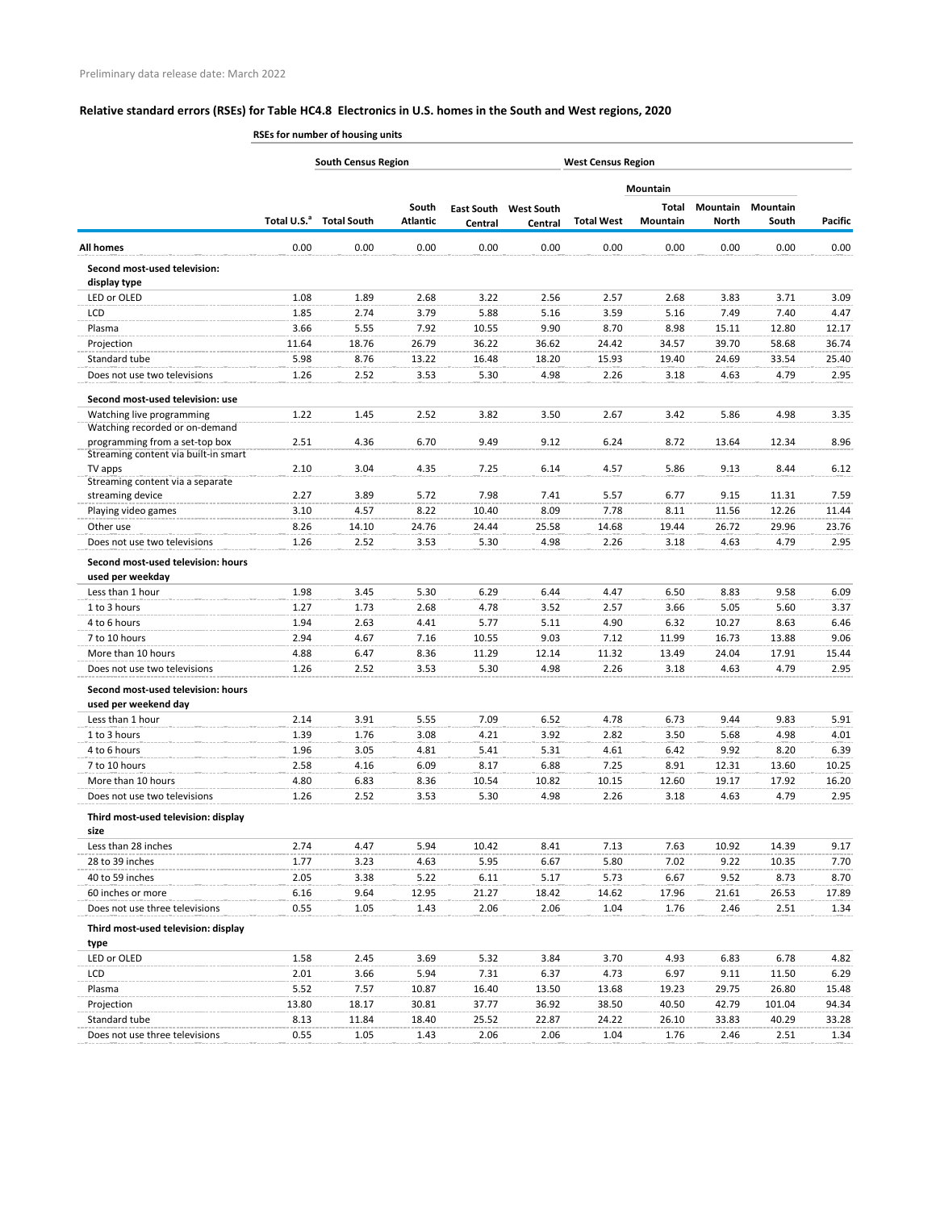Preliminary data release date: March 2022

## Relative standard errors (RSEs) for Table HC4.8 Electronics in U.S. homes in the South and West regions, 2020

RSEs for number of housing units

| | | South Census Region | | | | West Census Region | Mountain | | | |
|---|---|---|---|---|---|---|---|---|---|---|
| | Total U.S.[a] | Total South | South Atlantic | East South Central | West South Central | Total West | Total Mountain | Mountain North | Mountain South | Pacific |
| **All homes** | 0.00 | 0.00 | 0.00 | 0.00 | 0.00 | 0.00 | 0.00 | 0.00 | 0.00 | 0.00 |
| **Second most-used television: display type** | | | | | | | | | | |
| LED or OLED | 1.08 | 1.89 | 2.68 | 3.22 | 2.56 | 2.57 | 2.68 | 3.83 | 3.71 | 3.09 |
| LCD | 1.85 | 2.74 | 3.79 | 5.88 | 5.16 | 3.59 | 5.16 | 7.49 | 7.40 | 4.47 |
| Plasma | 3.66 | 5.55 | 7.92 | 10.55 | 9.90 | 8.70 | 8.98 | 15.11 | 12.80 | 12.17 |
| Projection | 11.64 | 18.76 | 26.79 | 36.22 | 36.62 | 24.42 | 34.57 | 39.70 | 58.68 | 36.74 |
| Standard tube | 5.98 | 8.76 | 13.22 | 16.48 | 18.20 | 15.93 | 19.40 | 24.69 | 33.54 | 25.40 |
| Does not use two televisions | 1.26 | 2.52 | 3.53 | 5.30 | 4.98 | 2.26 | 3.18 | 4.63 | 4.79 | 2.95 |
| **Second most-used television: use** | | | | | | | | | | |
| Watching live programming | 1.22 | 1.45 | 2.52 | 3.82 | 3.50 | 2.67 | 3.42 | 5.86 | 4.98 | 3.35 |
| Watching recorded or on-demand programming from a set-top box | 2.51 | 4.36 | 6.70 | 9.49 | 9.12 | 6.24 | 8.72 | 13.64 | 12.34 | 8.96 |
| Streaming content via built-in smart TV apps | 2.10 | 3.04 | 4.35 | 7.25 | 6.14 | 4.57 | 5.86 | 9.13 | 8.44 | 6.12 |
| Streaming content via a separate streaming device | 2.27 | 3.89 | 5.72 | 7.98 | 7.41 | 5.57 | 6.77 | 9.15 | 11.31 | 7.59 |
| Playing video games | 3.10 | 4.57 | 8.22 | 10.40 | 8.09 | 7.78 | 8.11 | 11.56 | 12.26 | 11.44 |
| Other use | 8.26 | 14.10 | 24.76 | 24.44 | 25.58 | 14.68 | 19.44 | 26.72 | 29.96 | 23.76 |
| Does not use two televisions | 1.26 | 2.52 | 3.53 | 5.30 | 4.98 | 2.26 | 3.18 | 4.63 | 4.79 | 2.95 |
| **Second most-used television: hours used per weekday** | | | | | | | | | | |
| Less than 1 hour | 1.98 | 3.45 | 5.30 | 6.29 | 6.44 | 4.47 | 6.50 | 8.83 | 9.58 | 6.09 |
| 1 to 3 hours | 1.27 | 1.73 | 2.68 | 4.78 | 3.52 | 2.57 | 3.66 | 5.05 | 5.60 | 3.37 |
| 4 to 6 hours | 1.94 | 2.63 | 4.41 | 5.77 | 5.11 | 4.90 | 6.32 | 10.27 | 8.63 | 6.46 |
| 7 to 10 hours | 2.94 | 4.67 | 7.16 | 10.55 | 9.03 | 7.12 | 11.99 | 16.73 | 13.88 | 9.06 |
| More than 10 hours | 4.88 | 6.47 | 8.36 | 11.29 | 12.14 | 11.32 | 13.49 | 24.04 | 17.91 | 15.44 |
| Does not use two televisions | 1.26 | 2.52 | 3.53 | 5.30 | 4.98 | 2.26 | 3.18 | 4.63 | 4.79 | 2.95 |
| **Second most-used television: hours used per weekend day** | | | | | | | | | | |
| Less than 1 hour | 2.14 | 3.91 | 5.55 | 7.09 | 6.52 | 4.78 | 6.73 | 9.44 | 9.83 | 5.91 |
| 1 to 3 hours | 1.39 | 1.76 | 3.08 | 4.21 | 3.92 | 2.82 | 3.50 | 5.68 | 4.98 | 4.01 |
| 4 to 6 hours | 1.96 | 3.05 | 4.81 | 5.41 | 5.31 | 4.61 | 6.42 | 9.92 | 8.20 | 6.39 |
| 7 to 10 hours | 2.58 | 4.16 | 6.09 | 8.17 | 6.88 | 7.25 | 8.91 | 12.31 | 13.60 | 10.25 |
| More than 10 hours | 4.80 | 6.83 | 8.36 | 10.54 | 10.82 | 10.15 | 12.60 | 19.17 | 17.92 | 16.20 |
| Does not use two televisions | 1.26 | 2.52 | 3.53 | 5.30 | 4.98 | 2.26 | 3.18 | 4.63 | 4.79 | 2.95 |
| **Third most-used television: display size** | | | | | | | | | | |
| Less than 28 inches | 2.74 | 4.47 | 5.94 | 10.42 | 8.41 | 7.13 | 7.63 | 10.92 | 14.39 | 9.17 |
| 28 to 39 inches | 1.77 | 3.23 | 4.63 | 5.95 | 6.67 | 5.80 | 7.02 | 9.22 | 10.35 | 7.70 |
| 40 to 59 inches | 2.05 | 3.38 | 5.22 | 6.11 | 5.17 | 5.73 | 6.67 | 9.52 | 8.73 | 8.70 |
| 60 inches or more | 6.16 | 9.64 | 12.95 | 21.27 | 18.42 | 14.62 | 17.96 | 21.61 | 26.53 | 17.89 |
| Does not use three televisions | 0.55 | 1.05 | 1.43 | 2.06 | 2.06 | 1.04 | 1.76 | 2.46 | 2.51 | 1.34 |
| **Third most-used television: display type** | | | | | | | | | | |
| LED or OLED | 1.58 | 2.45 | 3.69 | 5.32 | 3.84 | 3.70 | 4.93 | 6.83 | 6.78 | 4.82 |
| LCD | 2.01 | 3.66 | 5.94 | 7.31 | 6.37 | 4.73 | 6.97 | 9.11 | 11.50 | 6.29 |
| Plasma | 5.52 | 7.57 | 10.87 | 16.40 | 13.50 | 13.68 | 19.23 | 29.75 | 26.80 | 15.48 |
| Projection | 13.80 | 18.17 | 30.81 | 37.77 | 36.92 | 38.50 | 40.50 | 42.79 | 101.04 | 94.34 |
| Standard tube | 8.13 | 11.84 | 18.40 | 25.52 | 22.87 | 24.22 | 26.10 | 33.83 | 40.29 | 33.28 |
| Does not use three televisions | 0.55 | 1.05 | 1.43 | 2.06 | 2.06 | 1.04 | 1.76 | 2.46 | 2.51 | 1.34 |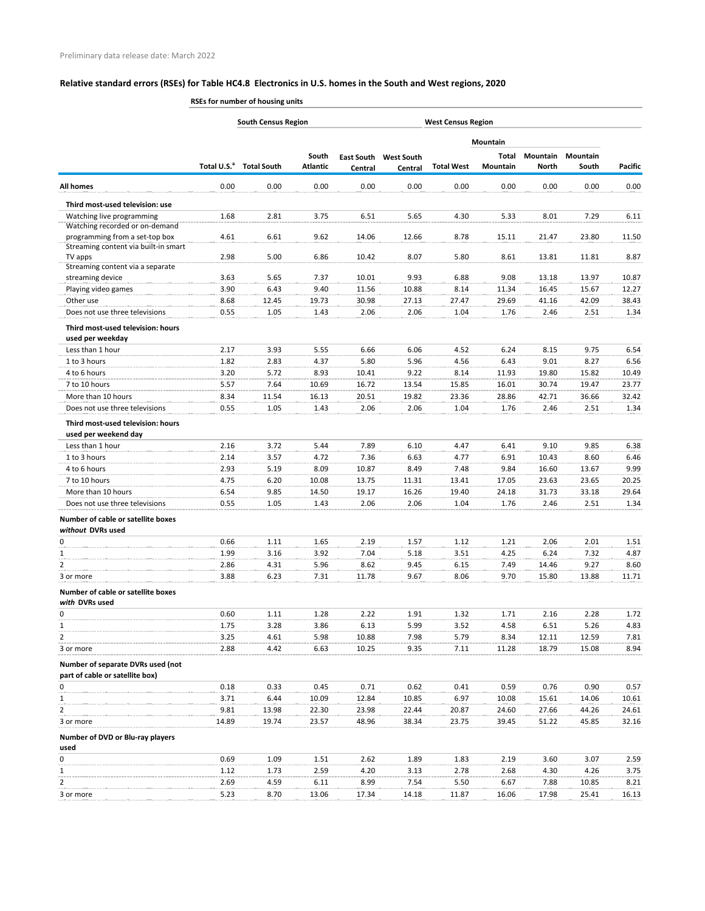Preliminary data release date: March 2022

## Relative standard errors (RSEs) for Table HC4.8 Electronics in U.S. homes in the South and West regions, 2020

| | RSEs for number of housing units | | | | | | | | | |
|---|---|---|---|---|---|---|---|---|---|---|
| | | South Census Region | | | | West Census Region | | | | |
| | | | | | | | Mountain | | | |
| | Total U.S.[a] | Total South | South Atlantic | East South Central | West South Central | Total West | Total Mountain | Mountain North | Mountain South | Pacific |
| **All homes** | 0.00 | 0.00 | 0.00 | 0.00 | 0.00 | 0.00 | 0.00 | 0.00 | 0.00 | 0.00 |
| **Third most-used television: use** | | | | | | | | | | |
| Watching live programming | 1.68 | 2.81 | 3.75 | 6.51 | 5.65 | 4.30 | 5.33 | 8.01 | 7.29 | 6.11 |
| Watching recorded or on-demand programming from a set-top box | 4.61 | 6.61 | 9.62 | 14.06 | 12.66 | 8.78 | 15.11 | 21.47 | 23.80 | 11.50 |
| Streaming content via built-in smart TV apps | 2.98 | 5.00 | 6.86 | 10.42 | 8.07 | 5.80 | 8.61 | 13.81 | 11.81 | 8.87 |
| Streaming content via a separate streaming device | 3.63 | 5.65 | 7.37 | 10.01 | 9.93 | 6.88 | 9.08 | 13.18 | 13.97 | 10.87 |
| Playing video games | 3.90 | 6.43 | 9.40 | 11.56 | 10.88 | 8.14 | 11.34 | 16.45 | 15.67 | 12.27 |
| Other use | 8.68 | 12.45 | 19.73 | 30.98 | 27.13 | 27.47 | 29.69 | 41.16 | 42.09 | 38.43 |
| Does not use three televisions | 0.55 | 1.05 | 1.43 | 2.06 | 2.06 | 1.04 | 1.76 | 2.46 | 2.51 | 1.34 |
| **Third most-used television: hours used per weekday** | | | | | | | | | | |
| Less than 1 hour | 2.17 | 3.93 | 5.55 | 6.66 | 6.06 | 4.52 | 6.24 | 8.15 | 9.75 | 6.54 |
| 1 to 3 hours | 1.82 | 2.83 | 4.37 | 5.80 | 5.96 | 4.56 | 6.43 | 9.01 | 8.27 | 6.56 |
| 4 to 6 hours | 3.20 | 5.72 | 8.93 | 10.41 | 9.22 | 8.14 | 11.93 | 19.80 | 15.82 | 10.49 |
| 7 to 10 hours | 5.57 | 7.64 | 10.69 | 16.72 | 13.54 | 15.85 | 16.01 | 30.74 | 19.47 | 23.77 |
| More than 10 hours | 8.34 | 11.54 | 16.13 | 20.51 | 19.82 | 23.36 | 28.86 | 42.71 | 36.66 | 32.42 |
| Does not use three televisions | 0.55 | 1.05 | 1.43 | 2.06 | 2.06 | 1.04 | 1.76 | 2.46 | 2.51 | 1.34 |
| **Third most-used television: hours used per weekend day** | | | | | | | | | | |
| Less than 1 hour | 2.16 | 3.72 | 5.44 | 7.89 | 6.10 | 4.47 | 6.41 | 9.10 | 9.85 | 6.38 |
| 1 to 3 hours | 2.14 | 3.57 | 4.72 | 7.36 | 6.63 | 4.77 | 6.91 | 10.43 | 8.60 | 6.46 |
| 4 to 6 hours | 2.93 | 5.19 | 8.09 | 10.87 | 8.49 | 7.48 | 9.84 | 16.60 | 13.67 | 9.99 |
| 7 to 10 hours | 4.75 | 6.20 | 10.08 | 13.75 | 11.31 | 13.41 | 17.05 | 23.63 | 23.65 | 20.25 |
| More than 10 hours | 6.54 | 9.85 | 14.50 | 19.17 | 16.26 | 19.40 | 24.18 | 31.73 | 33.18 | 29.64 |
| Does not use three televisions | 0.55 | 1.05 | 1.43 | 2.06 | 2.06 | 1.04 | 1.76 | 2.46 | 2.51 | 1.34 |
| **Number of cable or satellite boxes *without* DVRs used** | | | | | | | | | | |
| 0 | 0.66 | 1.11 | 1.65 | 2.19 | 1.57 | 1.12 | 1.21 | 2.06 | 2.01 | 1.51 |
| 1 | 1.99 | 3.16 | 3.92 | 7.04 | 5.18 | 3.51 | 4.25 | 6.24 | 7.32 | 4.87 |
| 2 | 2.86 | 4.31 | 5.96 | 8.62 | 9.45 | 6.15 | 7.49 | 14.46 | 9.27 | 8.60 |
| 3 or more | 3.88 | 6.23 | 7.31 | 11.78 | 9.67 | 8.06 | 9.70 | 15.80 | 13.88 | 11.71 |
| **Number of cable or satellite boxes *with* DVRs used** | | | | | | | | | | |
| 0 | 0.60 | 1.11 | 1.28 | 2.22 | 1.91 | 1.32 | 1.71 | 2.16 | 2.28 | 1.72 |
| 1 | 1.75 | 3.28 | 3.86 | 6.13 | 5.99 | 3.52 | 4.58 | 6.51 | 5.26 | 4.83 |
| 2 | 3.25 | 4.61 | 5.98 | 10.88 | 7.98 | 5.79 | 8.34 | 12.11 | 12.59 | 7.81 |
| 3 or more | 2.88 | 4.42 | 6.63 | 10.25 | 9.35 | 7.11 | 11.28 | 18.79 | 15.08 | 8.94 |
| **Number of separate DVRs used (not part of cable or satellite box)** | | | | | | | | | | |
| 0 | 0.18 | 0.33 | 0.45 | 0.71 | 0.62 | 0.41 | 0.59 | 0.76 | 0.90 | 0.57 |
| 1 | 3.71 | 6.44 | 10.09 | 12.84 | 10.85 | 6.97 | 10.08 | 15.61 | 14.06 | 10.61 |
| 2 | 9.81 | 13.98 | 22.30 | 23.98 | 22.44 | 20.87 | 24.60 | 27.66 | 44.26 | 24.61 |
| 3 or more | 14.89 | 19.74 | 23.57 | 48.96 | 38.34 | 23.75 | 39.45 | 51.22 | 45.85 | 32.16 |
| **Number of DVD or Blu-ray players used** | | | | | | | | | | |
| 0 | 0.69 | 1.09 | 1.51 | 2.62 | 1.89 | 1.83 | 2.19 | 3.60 | 3.07 | 2.59 |
| 1 | 1.12 | 1.73 | 2.59 | 4.20 | 3.13 | 2.78 | 2.68 | 4.30 | 4.26 | 3.75 |
| 2 | 2.69 | 4.59 | 6.11 | 8.99 | 7.54 | 5.50 | 6.67 | 7.88 | 10.85 | 8.21 |
| 3 or more | 5.23 | 8.70 | 13.06 | 17.34 | 14.18 | 11.87 | 16.06 | 17.98 | 25.41 | 16.13 |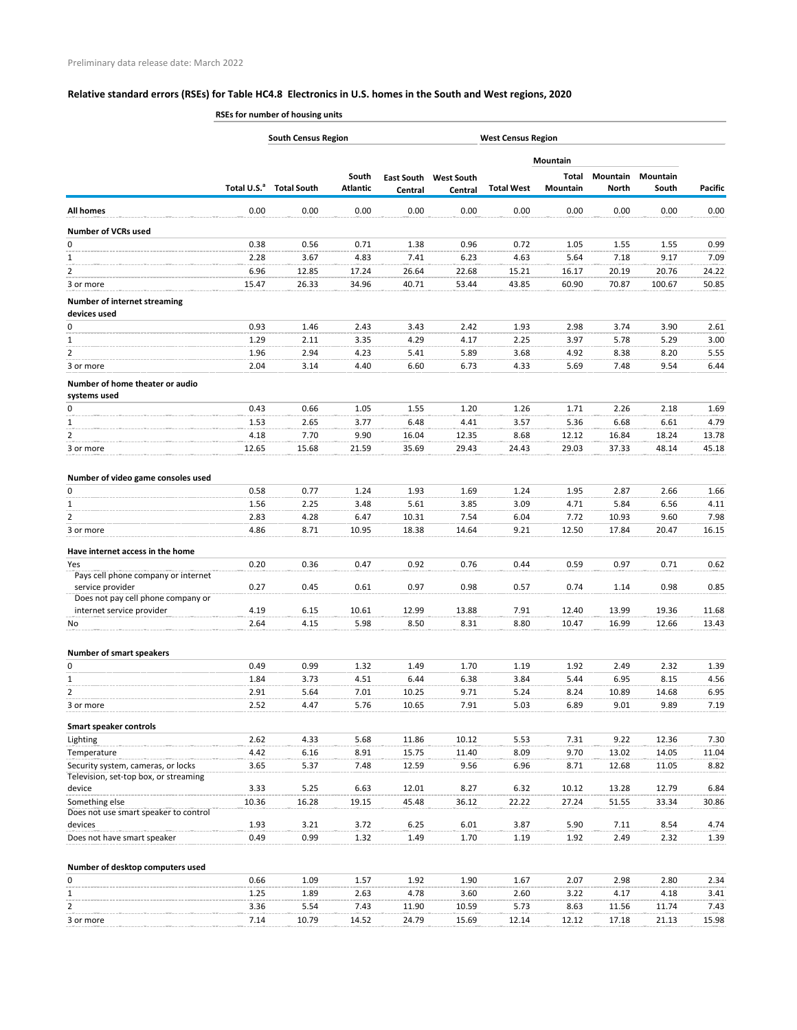Preliminary data release date: March 2022

## Relative standard errors (RSEs) for Table HC4.8 Electronics in U.S. homes in the South and West regions, 2020

RSEs for number of housing units

| | | South Census Region | | | | West Census Region | | | | |
|---|---|---|---|---|---|---|---|---|---|---|
| | | | | | | | Mountain | | | |
| | Total U.S.[a] | Total South | South Atlantic | East South Central | West South Central | Total West | Total Mountain | Mountain North | Mountain South | Pacific |
| **All homes** | 0.00 | 0.00 | 0.00 | 0.00 | 0.00 | 0.00 | 0.00 | 0.00 | 0.00 | 0.00 |
| **Number of VCRs used** | | | | | | | | | | |
| 0 | 0.38 | 0.56 | 0.71 | 1.38 | 0.96 | 0.72 | 1.05 | 1.55 | 1.55 | 0.99 |
| 1 | 2.28 | 3.67 | 4.83 | 7.41 | 6.23 | 4.63 | 5.64 | 7.18 | 9.17 | 7.09 |
| 2 | 6.96 | 12.85 | 17.24 | 26.64 | 22.68 | 15.21 | 16.17 | 20.19 | 20.76 | 24.22 |
| 3 or more | 15.47 | 26.33 | 34.96 | 40.71 | 53.44 | 43.85 | 60.90 | 70.87 | 100.67 | 50.85 |
| **Number of internet streaming devices used** | | | | | | | | | | |
| 0 | 0.93 | 1.46 | 2.43 | 3.43 | 2.42 | 1.93 | 2.98 | 3.74 | 3.90 | 2.61 |
| 1 | 1.29 | 2.11 | 3.35 | 4.29 | 4.17 | 2.25 | 3.97 | 5.78 | 5.29 | 3.00 |
| 2 | 1.96 | 2.94 | 4.23 | 5.41 | 5.89 | 3.68 | 4.92 | 8.38 | 8.20 | 5.55 |
| 3 or more | 2.04 | 3.14 | 4.40 | 6.60 | 6.73 | 4.33 | 5.69 | 7.48 | 9.54 | 6.44 |
| **Number of home theater or audio systems used** | | | | | | | | | | |
| 0 | 0.43 | 0.66 | 1.05 | 1.55 | 1.20 | 1.26 | 1.71 | 2.26 | 2.18 | 1.69 |
| 1 | 1.53 | 2.65 | 3.77 | 6.48 | 4.41 | 3.57 | 5.36 | 6.68 | 6.61 | 4.79 |
| 2 | 4.18 | 7.70 | 9.90 | 16.04 | 12.35 | 8.68 | 12.12 | 16.84 | 18.24 | 13.78 |
| 3 or more | 12.65 | 15.68 | 21.59 | 35.69 | 29.43 | 24.43 | 29.03 | 37.33 | 48.14 | 45.18 |
| **Number of video game consoles used** | | | | | | | | | | |
| 0 | 0.58 | 0.77 | 1.24 | 1.93 | 1.69 | 1.24 | 1.95 | 2.87 | 2.66 | 1.66 |
| 1 | 1.56 | 2.25 | 3.48 | 5.61 | 3.85 | 3.09 | 4.71 | 5.84 | 6.56 | 4.11 |
| 2 | 2.83 | 4.28 | 6.47 | 10.31 | 7.54 | 6.04 | 7.72 | 10.93 | 9.60 | 7.98 |
| 3 or more | 4.86 | 8.71 | 10.95 | 18.38 | 14.64 | 9.21 | 12.50 | 17.84 | 20.47 | 16.15 |
| **Have internet access in the home** | | | | | | | | | | |
| Yes | 0.20 | 0.36 | 0.47 | 0.92 | 0.76 | 0.44 | 0.59 | 0.97 | 0.71 | 0.62 |
| Pays cell phone company or internet service provider | 0.27 | 0.45 | 0.61 | 0.97 | 0.98 | 0.57 | 0.74 | 1.14 | 0.98 | 0.85 |
| Does not pay cell phone company or internet service provider | 4.19 | 6.15 | 10.61 | 12.99 | 13.88 | 7.91 | 12.40 | 13.99 | 19.36 | 11.68 |
| No | 2.64 | 4.15 | 5.98 | 8.50 | 8.31 | 8.80 | 10.47 | 16.99 | 12.66 | 13.43 |
| **Number of smart speakers** | | | | | | | | | | |
| 0 | 0.49 | 0.99 | 1.32 | 1.49 | 1.70 | 1.19 | 1.92 | 2.49 | 2.32 | 1.39 |
| 1 | 1.84 | 3.73 | 4.51 | 6.44 | 6.38 | 3.84 | 5.44 | 6.95 | 8.15 | 4.56 |
| 2 | 2.91 | 5.64 | 7.01 | 10.25 | 9.71 | 5.24 | 8.24 | 10.89 | 14.68 | 6.95 |
| 3 or more | 2.52 | 4.47 | 5.76 | 10.65 | 7.91 | 5.03 | 6.89 | 9.01 | 9.89 | 7.19 |
| **Smart speaker controls** | | | | | | | | | | |
| Lighting | 2.62 | 4.33 | 5.68 | 11.86 | 10.12 | 5.53 | 7.31 | 9.22 | 12.36 | 7.30 |
| Temperature | 4.42 | 6.16 | 8.91 | 15.75 | 11.40 | 8.09 | 9.70 | 13.02 | 14.05 | 11.04 |
| Security system, cameras, or locks | 3.65 | 5.37 | 7.48 | 12.59 | 9.56 | 6.96 | 8.71 | 12.68 | 11.05 | 8.82 |
| Television, set-top box, or streaming device | 3.33 | 5.25 | 6.63 | 12.01 | 8.27 | 6.32 | 10.12 | 13.28 | 12.79 | 6.84 |
| Something else | 10.36 | 16.28 | 19.15 | 45.48 | 36.12 | 22.22 | 27.24 | 51.55 | 33.34 | 30.86 |
| Does not use smart speaker to control devices | 1.93 | 3.21 | 3.72 | 6.25 | 6.01 | 3.87 | 5.90 | 7.11 | 8.54 | 4.74 |
| Does not have smart speaker | 0.49 | 0.99 | 1.32 | 1.49 | 1.70 | 1.19 | 1.92 | 2.49 | 2.32 | 1.39 |
| **Number of desktop computers used** | | | | | | | | | | |
| 0 | 0.66 | 1.09 | 1.57 | 1.92 | 1.90 | 1.67 | 2.07 | 2.98 | 2.80 | 2.34 |
| 1 | 1.25 | 1.89 | 2.63 | 4.78 | 3.60 | 2.60 | 3.22 | 4.17 | 4.18 | 3.41 |
| 2 | 3.36 | 5.54 | 7.43 | 11.90 | 10.59 | 5.73 | 8.63 | 11.56 | 11.74 | 7.43 |
| 3 or more | 7.14 | 10.79 | 14.52 | 24.79 | 15.69 | 12.14 | 12.12 | 17.18 | 21.13 | 15.98 |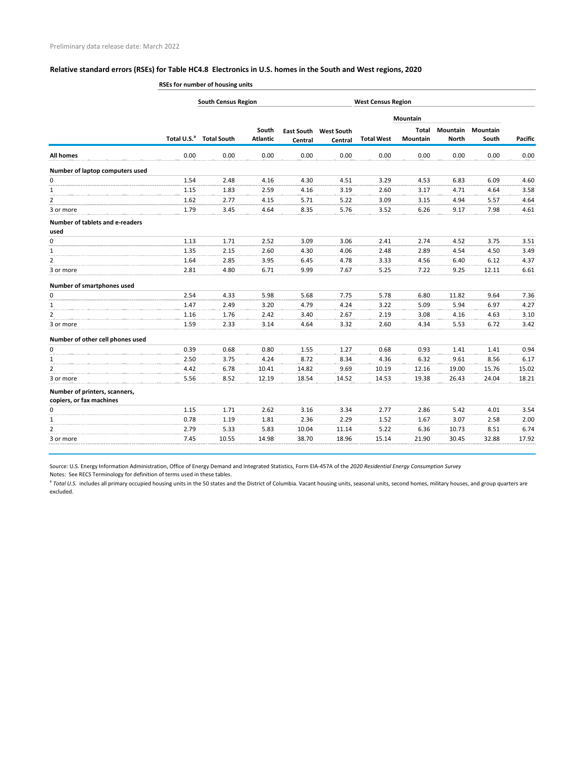Preliminary data release date: March 2022

## Relative standard errors (RSEs) for Table HC4.8 Electronics in U.S. homes in the South and West regions, 2020

| | RSEs for number of housing units | | | | | | | | | |
|---|---|---|---|---|---|---|---|---|---|---|
| | | South Census Region | | | | West Census Region | | | | |
| | | | | | | | Mountain | | | |
| | Total U.S.[a] | Total South | South Atlantic | East South Central | West South Central | Total West | Total Mountain | Mountain North | Mountain South | Pacific |
| **All homes** | 0.00 | 0.00 | 0.00 | 0.00 | 0.00 | 0.00 | 0.00 | 0.00 | 0.00 | 0.00 |
| **Number of laptop computers used** | | | | | | | | | | |
| 0 | 1.54 | 2.48 | 4.16 | 4.30 | 4.51 | 3.29 | 4.53 | 6.83 | 6.09 | 4.60 |
| 1 | 1.15 | 1.83 | 2.59 | 4.16 | 3.19 | 2.60 | 3.17 | 4.71 | 4.64 | 3.58 |
| 2 | 1.62 | 2.77 | 4.15 | 5.71 | 5.22 | 3.09 | 3.15 | 4.94 | 5.57 | 4.64 |
| 3 or more | 1.79 | 3.45 | 4.64 | 8.35 | 5.76 | 3.52 | 6.26 | 9.17 | 7.98 | 4.61 |
| **Number of tablets and e-readers used** | | | | | | | | | | |
| 0 | 1.13 | 1.71 | 2.52 | 3.09 | 3.06 | 2.41 | 2.74 | 4.52 | 3.75 | 3.51 |
| 1 | 1.35 | 2.15 | 2.60 | 4.30 | 4.06 | 2.48 | 2.89 | 4.54 | 4.50 | 3.49 |
| 2 | 1.64 | 2.85 | 3.95 | 6.45 | 4.78 | 3.33 | 4.56 | 6.40 | 6.12 | 4.37 |
| 3 or more | 2.81 | 4.80 | 6.71 | 9.99 | 7.67 | 5.25 | 7.22 | 9.25 | 12.11 | 6.61 |
| **Number of smartphones used** | | | | | | | | | | |
| 0 | 2.54 | 4.33 | 5.98 | 5.68 | 7.75 | 5.78 | 6.80 | 11.82 | 9.64 | 7.36 |
| 1 | 1.47 | 2.49 | 3.20 | 4.79 | 4.24 | 3.22 | 5.09 | 5.94 | 6.97 | 4.27 |
| 2 | 1.16 | 1.76 | 2.42 | 3.40 | 2.67 | 2.19 | 3.08 | 4.16 | 4.63 | 3.10 |
| 3 or more | 1.59 | 2.33 | 3.14 | 4.64 | 3.32 | 2.60 | 4.34 | 5.53 | 6.72 | 3.42 |
| **Number of other cell phones used** | | | | | | | | | | |
| 0 | 0.39 | 0.68 | 0.80 | 1.55 | 1.27 | 0.68 | 0.93 | 1.41 | 1.41 | 0.94 |
| 1 | 2.50 | 3.75 | 4.24 | 8.72 | 8.34 | 4.36 | 6.32 | 9.61 | 8.56 | 6.17 |
| 2 | 4.42 | 6.78 | 10.41 | 14.82 | 9.69 | 10.19 | 12.16 | 19.00 | 15.76 | 15.02 |
| 3 or more | 5.56 | 8.52 | 12.19 | 18.54 | 14.52 | 14.53 | 19.38 | 26.43 | 24.04 | 18.21 |
| **Number of printers, scanners, copiers, or fax machines** | | | | | | | | | | |
| 0 | 1.15 | 1.71 | 2.62 | 3.16 | 3.34 | 2.77 | 2.86 | 5.42 | 4.01 | 3.54 |
| 1 | 0.78 | 1.19 | 1.81 | 2.36 | 2.29 | 1.52 | 1.67 | 3.07 | 2.58 | 2.00 |
| 2 | 2.79 | 5.33 | 5.83 | 10.04 | 11.14 | 5.22 | 6.36 | 10.73 | 8.51 | 6.74 |
| 3 or more | 7.45 | 10.55 | 14.98 | 38.70 | 18.96 | 15.14 | 21.90 | 30.45 | 32.88 | 17.92 |

Source: U.S. Energy Information Administration, Office of Energy Demand and Integrated Statistics, Form EIA-457A of the *2020 Residential Energy Consumption Survey*

Notes: See RECS Terminology for definition of terms used in these tables.

[a] *Total U.S.* includes all primary occupied housing units in the 50 states and the District of Columbia. Vacant housing units, seasonal units, second homes, military houses, and group quarters are excluded.